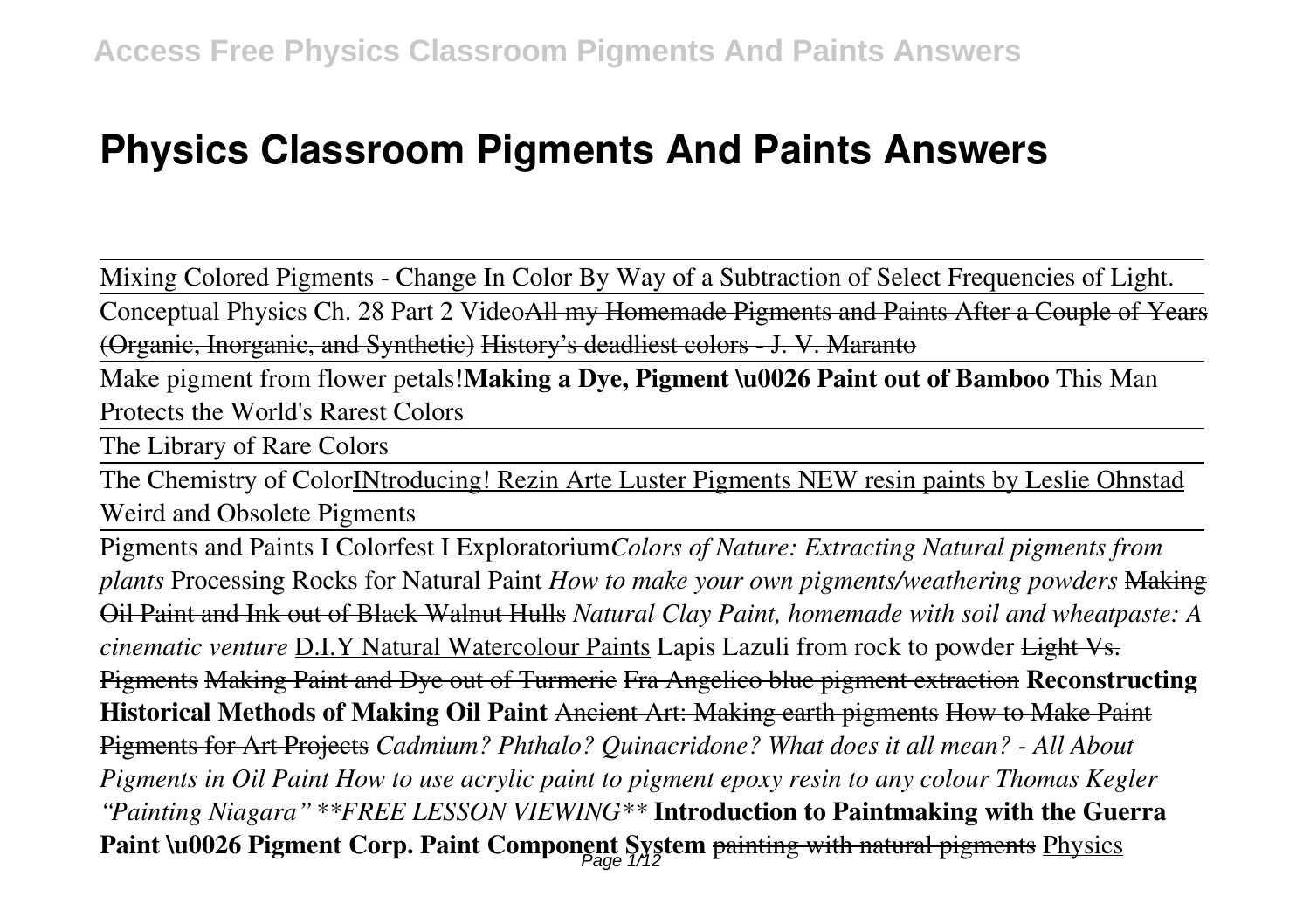# Physics Classroom Pigments And Paints Answers

Mixing Colored Pigments - Change In Color By Way of a Subtraction of Select Frequencies of Light.

Conceptual Physics Ch. 28 Part 2 Video~~All my Homemade Pigments and Paints After a Couple of Years (Organic, Inorganic, and Synthetic)~~ ~~History's deadliest colors - J. V. Maranto~~

Make pigment from flower petals!**Making a Dye, Pigment \u0026 Paint out of Bamboo** This Man Protects the World's Rarest Colors

The Library of Rare Colors

The Chemistry of ColorINtroducing! Rezin Arte Luster Pigments NEW resin paints by Leslie Ohnstad Weird and Obsolete Pigments

Pigments and Paints I Colorfest I Exploratorium*Colors of Nature: Extracting Natural pigments from plants* Processing Rocks for Natural Paint *How to make your own pigments/weathering powders* ~~Making Oil Paint and Ink out of Black Walnut Hulls~~ *Natural Clay Paint, homemade with soil and wheatpaste: A cinematic venture* D.I.Y Natural Watercolour Paints Lapis Lazuli from rock to powder ~~Light Vs. Pigments~~ ~~Making Paint and Dye out of Turmeric~~ ~~Fra Angelico blue pigment extraction~~ **Reconstructing Historical Methods of Making Oil Paint** ~~Ancient Art: Making earth pigments~~ ~~How to Make Paint Pigments for Art Projects~~ *Cadmium? Phthalo? Quinacridone? What does it all mean? - All About Pigments in Oil Paint How to use acrylic paint to pigment epoxy resin to any colour Thomas Kegler "Painting Niagara" **FREE LESSON VIEWING*** **Introduction to Paintmaking with the Guerra Paint \u0026 Pigment Corp. Paint Component System** ~~painting with natural pigments~~ Physics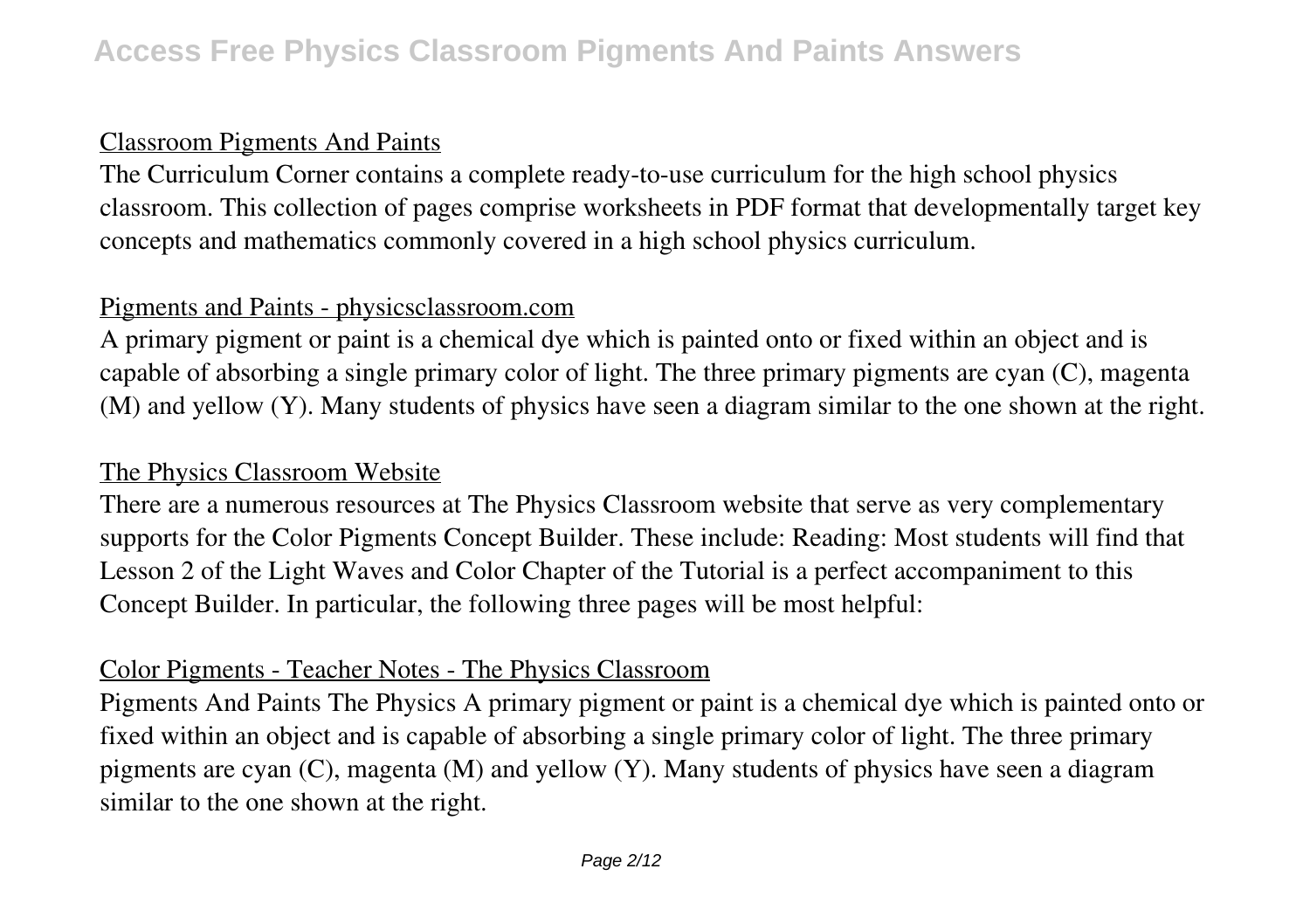## Classroom Pigments And Paints

The Curriculum Corner contains a complete ready-to-use curriculum for the high school physics classroom. This collection of pages comprise worksheets in PDF format that developmentally target key concepts and mathematics commonly covered in a high school physics curriculum.

## Pigments and Paints - physicsclassroom.com

A primary pigment or paint is a chemical dye which is painted onto or fixed within an object and is capable of absorbing a single primary color of light. The three primary pigments are cyan (C), magenta (M) and yellow (Y). Many students of physics have seen a diagram similar to the one shown at the right.

## The Physics Classroom Website

There are a numerous resources at The Physics Classroom website that serve as very complementary supports for the Color Pigments Concept Builder. These include: Reading: Most students will find that Lesson 2 of the Light Waves and Color Chapter of the Tutorial is a perfect accompaniment to this Concept Builder. In particular, the following three pages will be most helpful:

## Color Pigments - Teacher Notes - The Physics Classroom

Pigments And Paints The Physics A primary pigment or paint is a chemical dye which is painted onto or fixed within an object and is capable of absorbing a single primary color of light. The three primary pigments are cyan (C), magenta (M) and yellow (Y). Many students of physics have seen a diagram similar to the one shown at the right.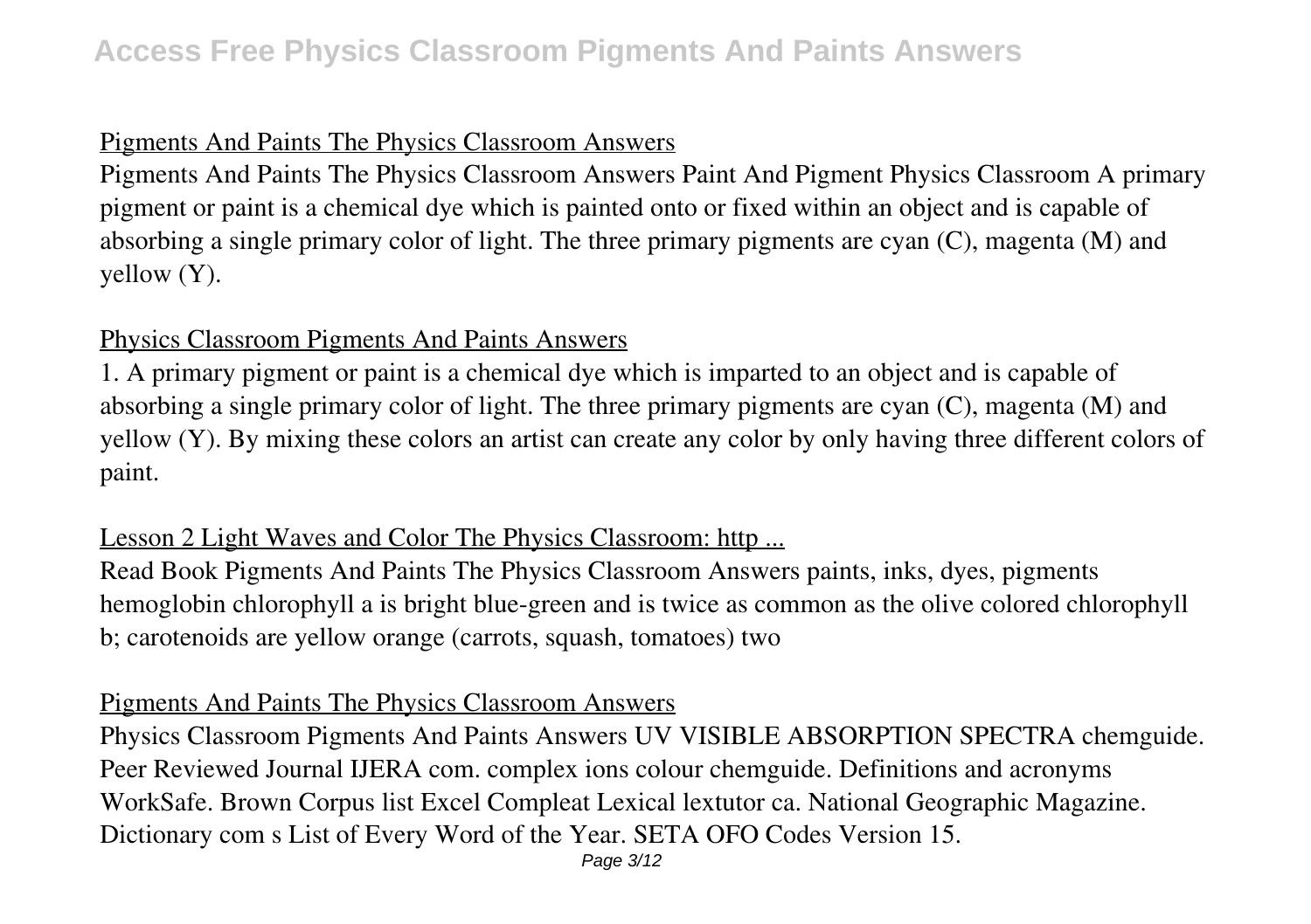## Pigments And Paints The Physics Classroom Answers

Pigments And Paints The Physics Classroom Answers Paint And Pigment Physics Classroom A primary pigment or paint is a chemical dye which is painted onto or fixed within an object and is capable of absorbing a single primary color of light. The three primary pigments are cyan (C), magenta (M) and yellow (Y).

## Physics Classroom Pigments And Paints Answers

1. A primary pigment or paint is a chemical dye which is imparted to an object and is capable of absorbing a single primary color of light. The three primary pigments are cyan (C), magenta (M) and yellow (Y). By mixing these colors an artist can create any color by only having three different colors of paint.

## Lesson 2 Light Waves and Color The Physics Classroom: http ...

Read Book Pigments And Paints The Physics Classroom Answers paints, inks, dyes, pigments hemoglobin chlorophyll a is bright blue-green and is twice as common as the olive colored chlorophyll b; carotenoids are yellow orange (carrots, squash, tomatoes) two

## Pigments And Paints The Physics Classroom Answers

Physics Classroom Pigments And Paints Answers UV VISIBLE ABSORPTION SPECTRA chemguide. Peer Reviewed Journal IJERA com. complex ions colour chemguide. Definitions and acronyms WorkSafe. Brown Corpus list Excel Compleat Lexical lextutor ca. National Geographic Magazine. Dictionary com s List of Every Word of the Year. SETA OFO Codes Version 15.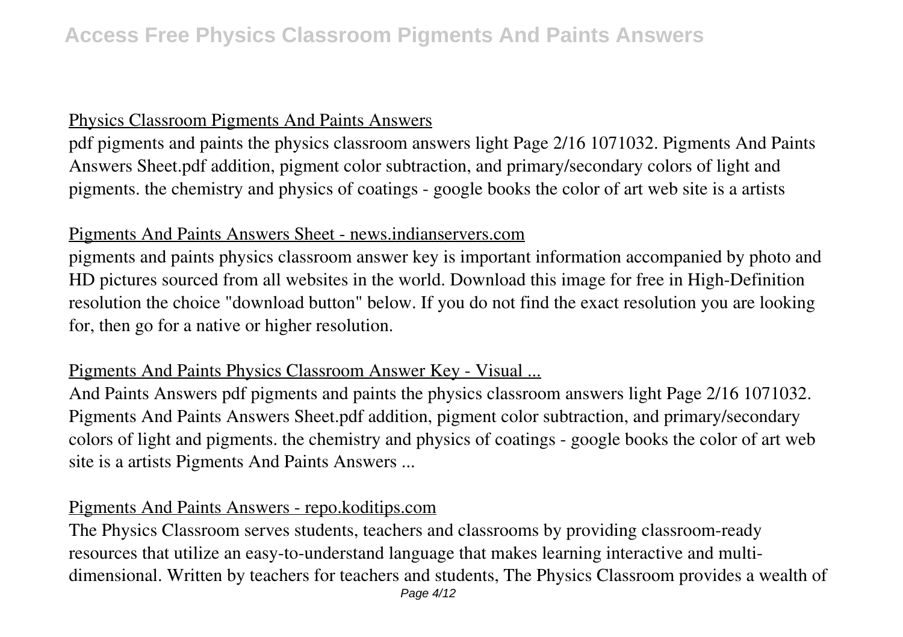## Physics Classroom Pigments And Paints Answers

pdf pigments and paints the physics classroom answers light Page 2/16 1071032. Pigments And Paints Answers Sheet.pdf addition, pigment color subtraction, and primary/secondary colors of light and pigments. the chemistry and physics of coatings - google books the color of art web site is a artists

## Pigments And Paints Answers Sheet - news.indianservers.com

pigments and paints physics classroom answer key is important information accompanied by photo and HD pictures sourced from all websites in the world. Download this image for free in High-Definition resolution the choice "download button" below. If you do not find the exact resolution you are looking for, then go for a native or higher resolution.

## Pigments And Paints Physics Classroom Answer Key - Visual ...

And Paints Answers pdf pigments and paints the physics classroom answers light Page 2/16 1071032. Pigments And Paints Answers Sheet.pdf addition, pigment color subtraction, and primary/secondary colors of light and pigments. the chemistry and physics of coatings - google books the color of art web site is a artists Pigments And Paints Answers ...

## Pigments And Paints Answers - repo.koditips.com

The Physics Classroom serves students, teachers and classrooms by providing classroom-ready resources that utilize an easy-to-understand language that makes learning interactive and multi-dimensional. Written by teachers for teachers and students, The Physics Classroom provides a wealth of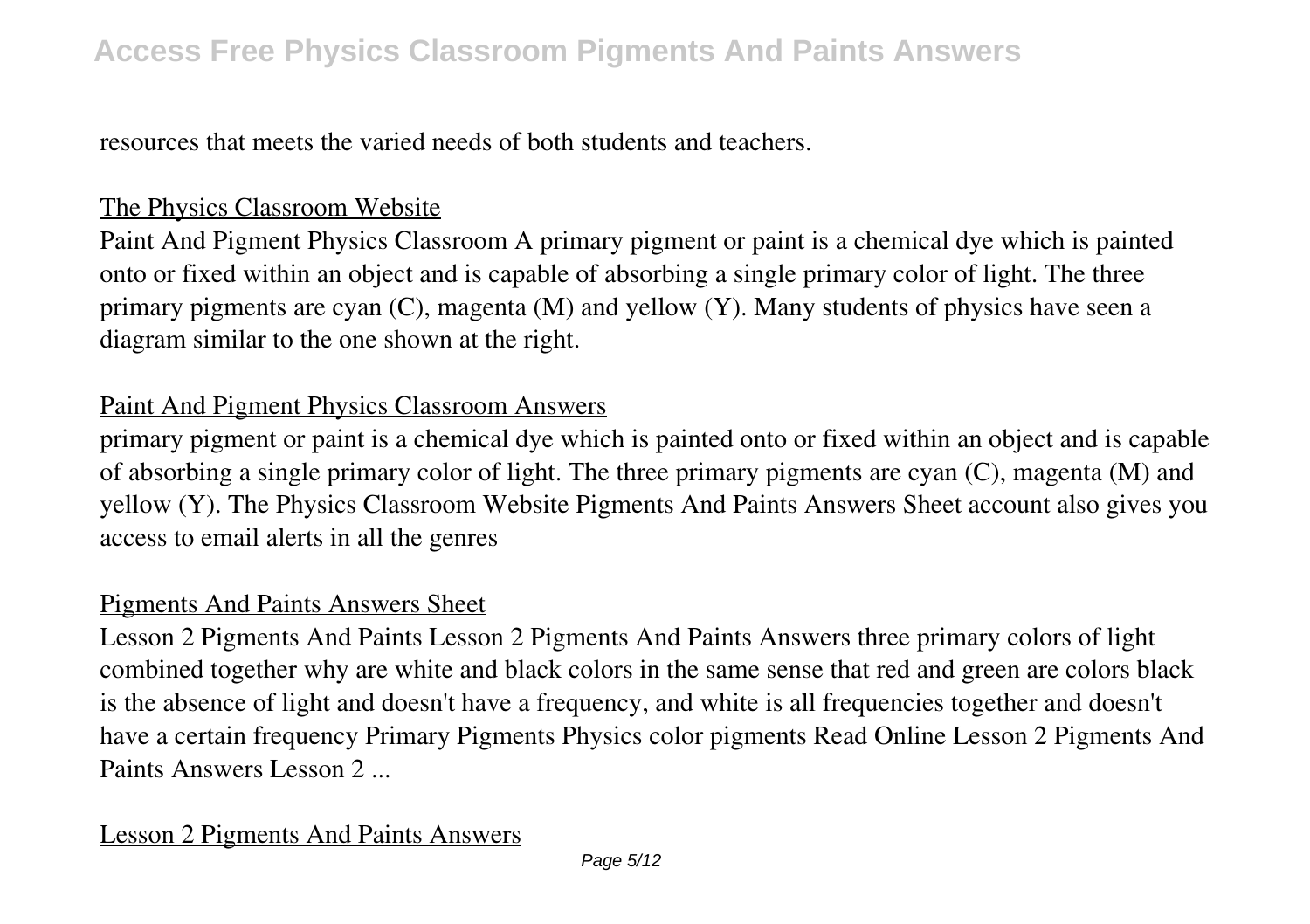resources that meets the varied needs of both students and teachers.

The Physics Classroom Website

Paint And Pigment Physics Classroom A primary pigment or paint is a chemical dye which is painted onto or fixed within an object and is capable of absorbing a single primary color of light. The three primary pigments are cyan (C), magenta (M) and yellow (Y). Many students of physics have seen a diagram similar to the one shown at the right.

Paint And Pigment Physics Classroom Answers

primary pigment or paint is a chemical dye which is painted onto or fixed within an object and is capable of absorbing a single primary color of light. The three primary pigments are cyan (C), magenta (M) and yellow (Y). The Physics Classroom Website Pigments And Paints Answers Sheet account also gives you access to email alerts in all the genres

Pigments And Paints Answers Sheet

Lesson 2 Pigments And Paints Lesson 2 Pigments And Paints Answers three primary colors of light combined together why are white and black colors in the same sense that red and green are colors black is the absence of light and doesn't have a frequency, and white is all frequencies together and doesn't have a certain frequency Primary Pigments Physics color pigments Read Online Lesson 2 Pigments And Paints Answers Lesson 2 ...

Lesson 2 Pigments And Paints Answers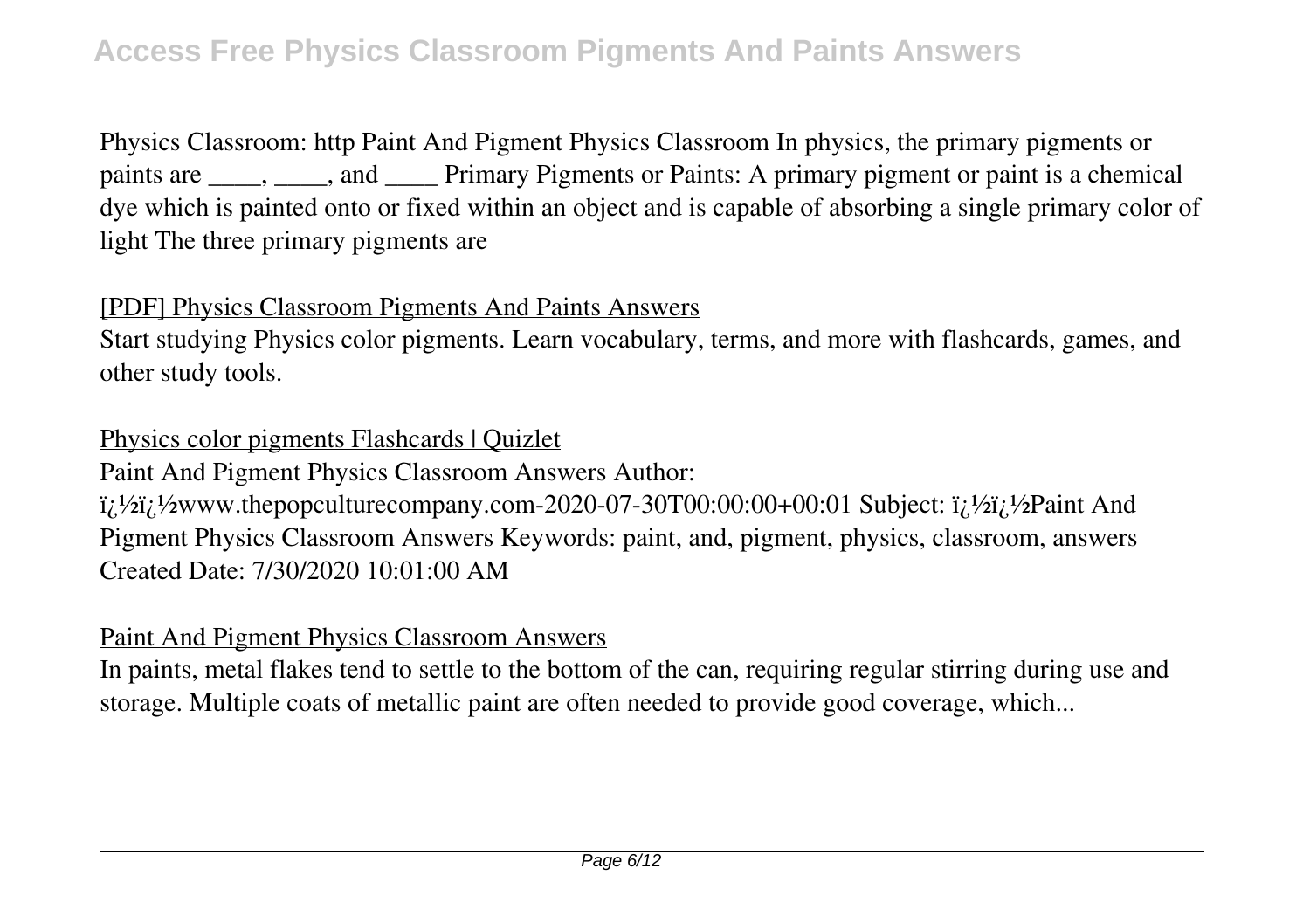Physics Classroom: http Paint And Pigment Physics Classroom In physics, the primary pigments or paints are ____, ____, and ____ Primary Pigments or Paints: A primary pigment or paint is a chemical dye which is painted onto or fixed within an object and is capable of absorbing a single primary color of light The three primary pigments are

[PDF] Physics Classroom Pigments And Paints Answers

Start studying Physics color pigments. Learn vocabulary, terms, and more with flashcards, games, and other study tools.

Physics color pigments Flashcards | Quizlet

Paint And Pigment Physics Classroom Answers Author: ï¿½ï¿½www.thepopculturecompany.com-2020-07-30T00:00:00+00:01 Subject: ï¿½ï¿½Paint And Pigment Physics Classroom Answers Keywords: paint, and, pigment, physics, classroom, answers Created Date: 7/30/2020 10:01:00 AM

Paint And Pigment Physics Classroom Answers

In paints, metal flakes tend to settle to the bottom of the can, requiring regular stirring during use and storage. Multiple coats of metallic paint are often needed to provide good coverage, which...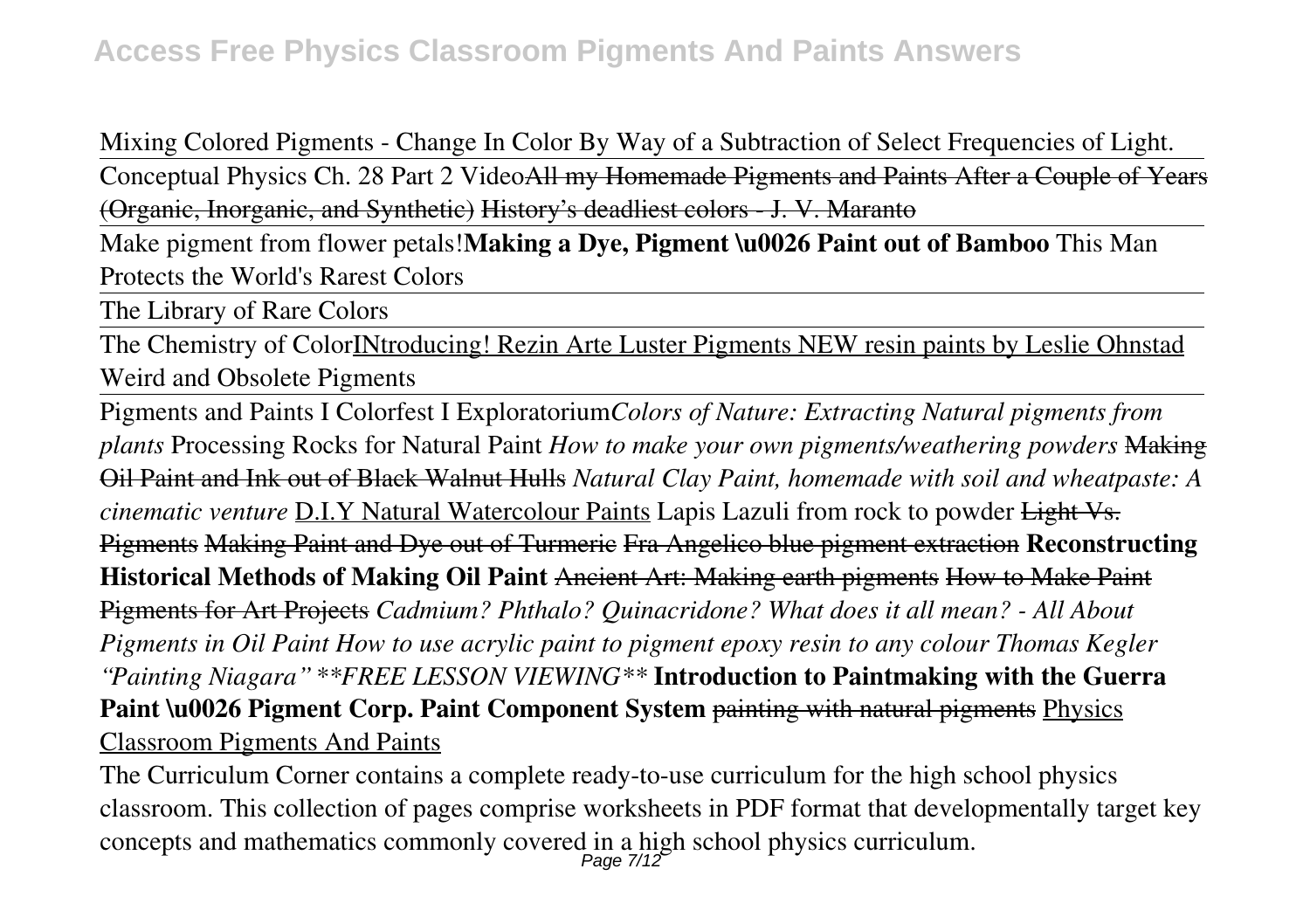Mixing Colored Pigments - Change In Color By Way of a Subtraction of Select Frequencies of Light.

Conceptual Physics Ch. 28 Part 2 Video~~All my Homemade Pigments and Paints After a Couple of Years (Organic, Inorganic, and Synthetic)~~ ~~History's deadliest colors - J. V. Maranto~~

Make pigment from flower petals!**Making a Dye, Pigment \u0026 Paint out of Bamboo** This Man Protects the World's Rarest Colors

The Library of Rare Colors

The Chemistry of ColorINtroducing! Rezin Arte Luster Pigments NEW resin paints by Leslie Ohnstad Weird and Obsolete Pigments

Pigments and Paints I Colorfest I Exploratorium*Colors of Nature: Extracting Natural pigments from plants* Processing Rocks for Natural Paint *How to make your own pigments/weathering powders* ~~Making Oil Paint and Ink out of Black Walnut Hulls~~ *Natural Clay Paint, homemade with soil and wheatpaste: A cinematic venture* D.I.Y Natural Watercolour Paints Lapis Lazuli from rock to powder ~~Light Vs. Pigments~~ ~~Making Paint and Dye out of Turmeric~~ ~~Fra Angelico blue pigment extraction~~ **Reconstructing Historical Methods of Making Oil Paint** ~~Ancient Art: Making earth pigments~~ ~~How to Make Paint Pigments for Art Projects~~ *Cadmium? Phthalo? Quinacridone? What does it all mean? - All About Pigments in Oil Paint How to use acrylic paint to pigment epoxy resin to any colour Thomas Kegler "Painting Niagara" **FREE LESSON VIEWING*** **Introduction to Paintmaking with the Guerra Paint \u0026 Pigment Corp. Paint Component System** ~~painting with natural pigments~~ Physics Classroom Pigments And Paints

The Curriculum Corner contains a complete ready-to-use curriculum for the high school physics classroom. This collection of pages comprise worksheets in PDF format that developmentally target key concepts and mathematics commonly covered in a high school physics curriculum.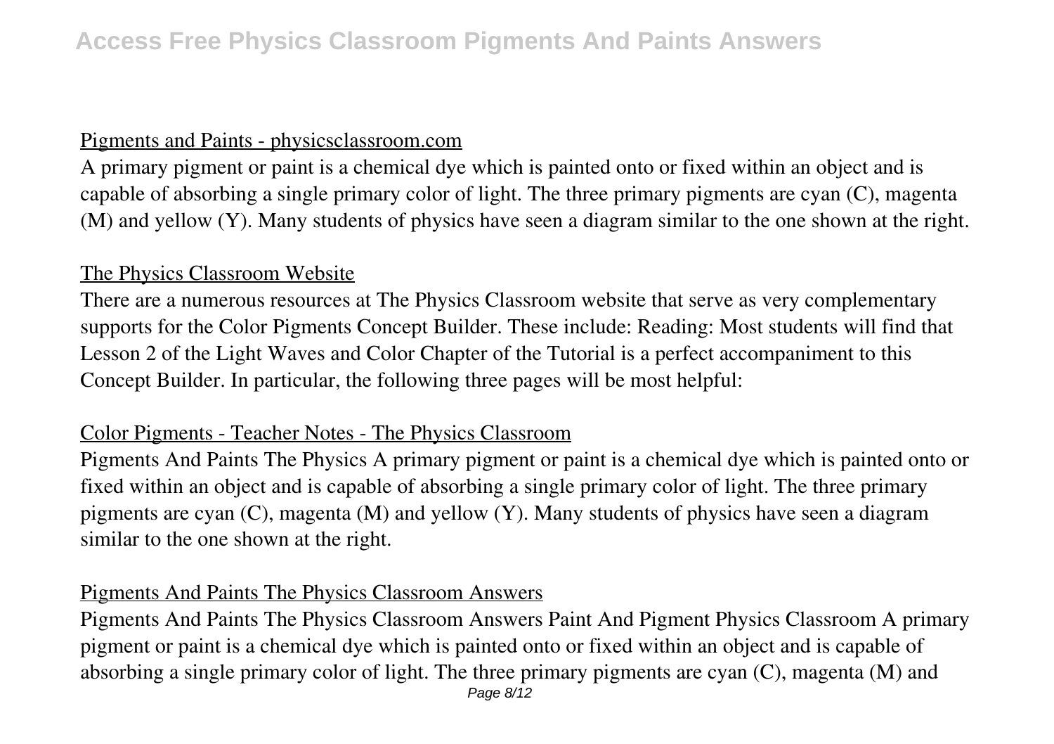## Pigments and Paints - physicsclassroom.com

A primary pigment or paint is a chemical dye which is painted onto or fixed within an object and is capable of absorbing a single primary color of light. The three primary pigments are cyan (C), magenta (M) and yellow (Y). Many students of physics have seen a diagram similar to the one shown at the right.

## The Physics Classroom Website

There are a numerous resources at The Physics Classroom website that serve as very complementary supports for the Color Pigments Concept Builder. These include: Reading: Most students will find that Lesson 2 of the Light Waves and Color Chapter of the Tutorial is a perfect accompaniment to this Concept Builder. In particular, the following three pages will be most helpful:

## Color Pigments - Teacher Notes - The Physics Classroom

Pigments And Paints The Physics A primary pigment or paint is a chemical dye which is painted onto or fixed within an object and is capable of absorbing a single primary color of light. The three primary pigments are cyan (C), magenta (M) and yellow (Y). Many students of physics have seen a diagram similar to the one shown at the right.

## Pigments And Paints The Physics Classroom Answers

Pigments And Paints The Physics Classroom Answers Paint And Pigment Physics Classroom A primary pigment or paint is a chemical dye which is painted onto or fixed within an object and is capable of absorbing a single primary color of light. The three primary pigments are cyan (C), magenta (M) and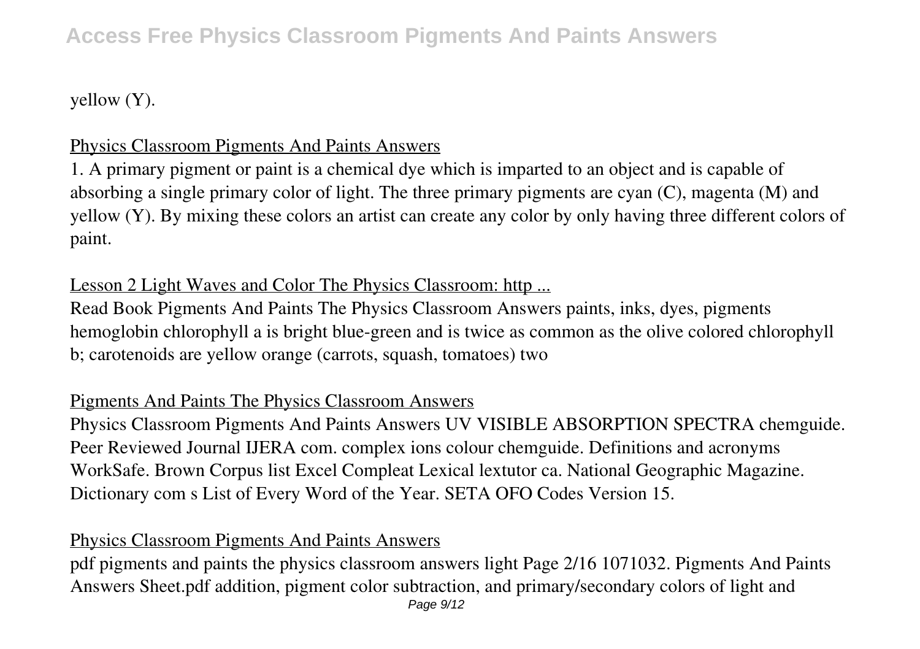yellow (Y).

## Physics Classroom Pigments And Paints Answers

1. A primary pigment or paint is a chemical dye which is imparted to an object and is capable of absorbing a single primary color of light. The three primary pigments are cyan (C), magenta (M) and yellow (Y). By mixing these colors an artist can create any color by only having three different colors of paint.

## Lesson 2 Light Waves and Color The Physics Classroom: http ...

Read Book Pigments And Paints The Physics Classroom Answers paints, inks, dyes, pigments hemoglobin chlorophyll a is bright blue-green and is twice as common as the olive colored chlorophyll b; carotenoids are yellow orange (carrots, squash, tomatoes) two

## Pigments And Paints The Physics Classroom Answers

Physics Classroom Pigments And Paints Answers UV VISIBLE ABSORPTION SPECTRA chemguide. Peer Reviewed Journal IJERA com. complex ions colour chemguide. Definitions and acronyms WorkSafe. Brown Corpus list Excel Compleat Lexical lextutor ca. National Geographic Magazine. Dictionary com s List of Every Word of the Year. SETA OFO Codes Version 15.

## Physics Classroom Pigments And Paints Answers

pdf pigments and paints the physics classroom answers light Page 2/16 1071032. Pigments And Paints Answers Sheet.pdf addition, pigment color subtraction, and primary/secondary colors of light and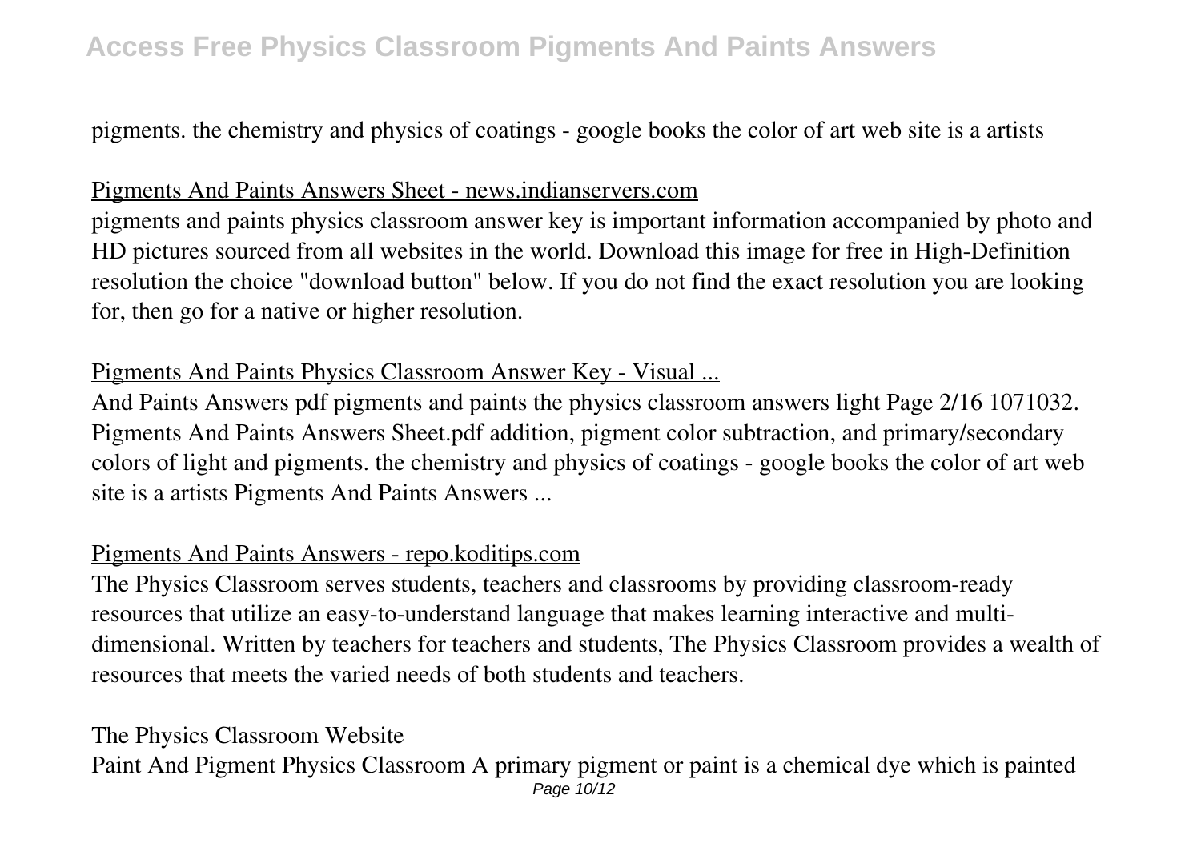pigments. the chemistry and physics of coatings - google books the color of art web site is a artists

Pigments And Paints Answers Sheet - news.indianservers.com

pigments and paints physics classroom answer key is important information accompanied by photo and HD pictures sourced from all websites in the world. Download this image for free in High-Definition resolution the choice "download button" below. If you do not find the exact resolution you are looking for, then go for a native or higher resolution.

Pigments And Paints Physics Classroom Answer Key - Visual ...

And Paints Answers pdf pigments and paints the physics classroom answers light Page 2/16 1071032. Pigments And Paints Answers Sheet.pdf addition, pigment color subtraction, and primary/secondary colors of light and pigments. the chemistry and physics of coatings - google books the color of art web site is a artists Pigments And Paints Answers ...

Pigments And Paints Answers - repo.koditips.com

The Physics Classroom serves students, teachers and classrooms by providing classroom-ready resources that utilize an easy-to-understand language that makes learning interactive and multi-dimensional. Written by teachers for teachers and students, The Physics Classroom provides a wealth of resources that meets the varied needs of both students and teachers.

The Physics Classroom Website

Paint And Pigment Physics Classroom A primary pigment or paint is a chemical dye which is painted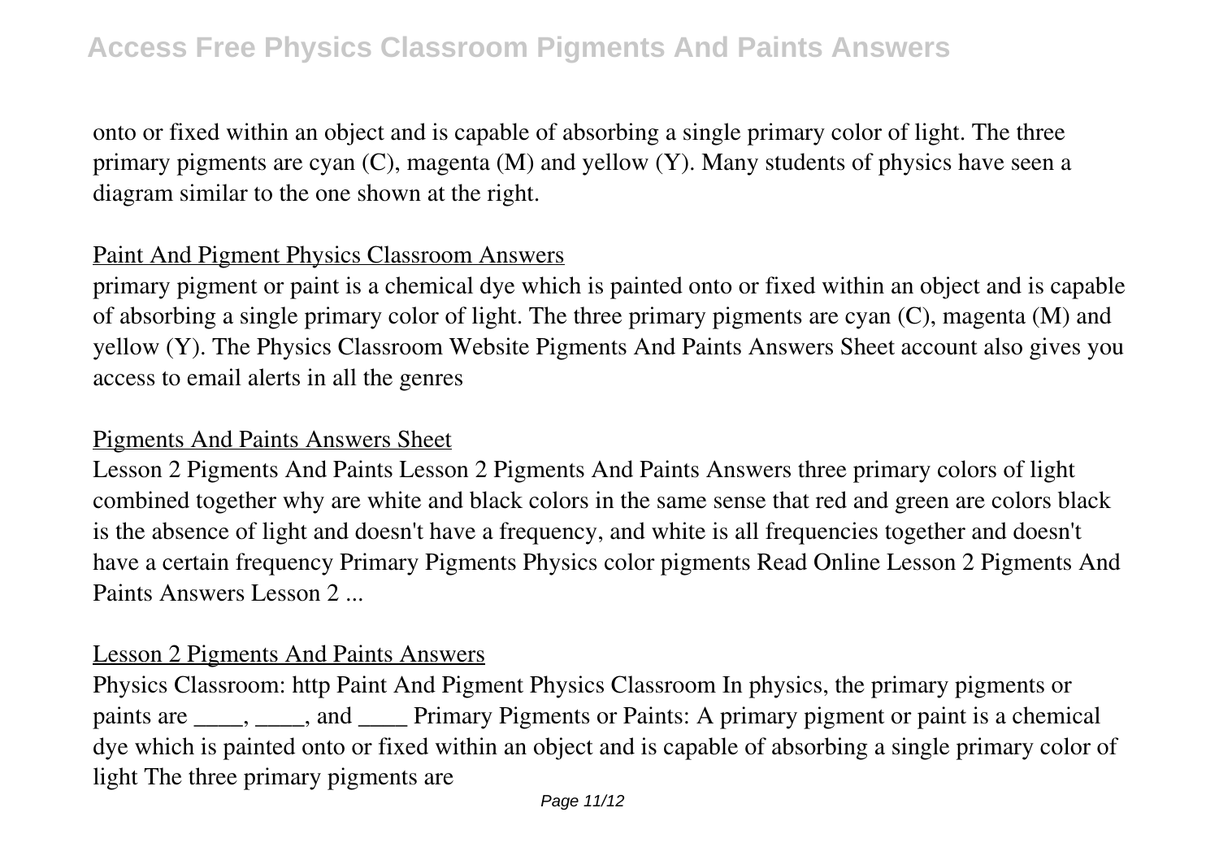onto or fixed within an object and is capable of absorbing a single primary color of light. The three primary pigments are cyan (C), magenta (M) and yellow (Y). Many students of physics have seen a diagram similar to the one shown at the right.

## Paint And Pigment Physics Classroom Answers

primary pigment or paint is a chemical dye which is painted onto or fixed within an object and is capable of absorbing a single primary color of light. The three primary pigments are cyan (C), magenta (M) and yellow (Y). The Physics Classroom Website Pigments And Paints Answers Sheet account also gives you access to email alerts in all the genres

## Pigments And Paints Answers Sheet

Lesson 2 Pigments And Paints Lesson 2 Pigments And Paints Answers three primary colors of light combined together why are white and black colors in the same sense that red and green are colors black is the absence of light and doesn't have a frequency, and white is all frequencies together and doesn't have a certain frequency Primary Pigments Physics color pigments Read Online Lesson 2 Pigments And Paints Answers Lesson 2 ...

## Lesson 2 Pigments And Paints Answers

Physics Classroom: http Paint And Pigment Physics Classroom In physics, the primary pigments or paints are ____, ____, and ____ Primary Pigments or Paints: A primary pigment or paint is a chemical dye which is painted onto or fixed within an object and is capable of absorbing a single primary color of light The three primary pigments are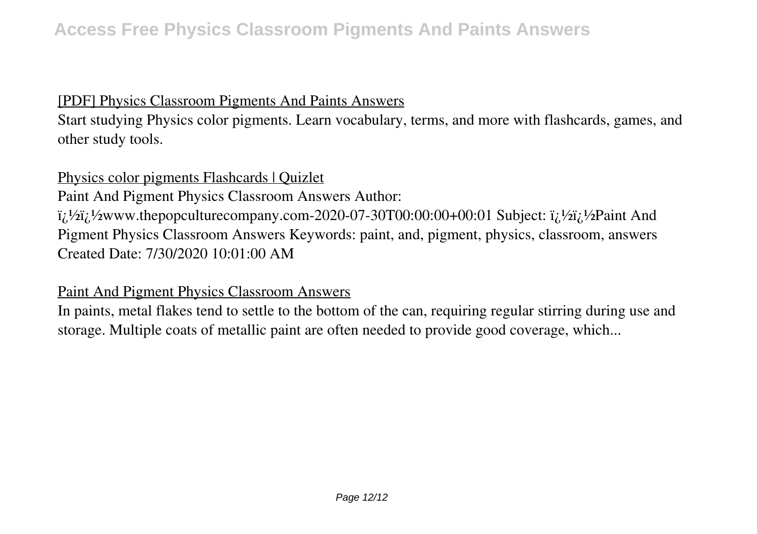[PDF] Physics Classroom Pigments And Paints Answers

Start studying Physics color pigments. Learn vocabulary, terms, and more with flashcards, games, and other study tools.

Physics color pigments Flashcards | Quizlet

Paint And Pigment Physics Classroom Answers Author: ï¿½ï¿½www.thepopculturecompany.com-2020-07-30T00:00:00+00:01 Subject: ï¿½ï¿½Paint And Pigment Physics Classroom Answers Keywords: paint, and, pigment, physics, classroom, answers Created Date: 7/30/2020 10:01:00 AM

Paint And Pigment Physics Classroom Answers

In paints, metal flakes tend to settle to the bottom of the can, requiring regular stirring during use and storage. Multiple coats of metallic paint are often needed to provide good coverage, which...